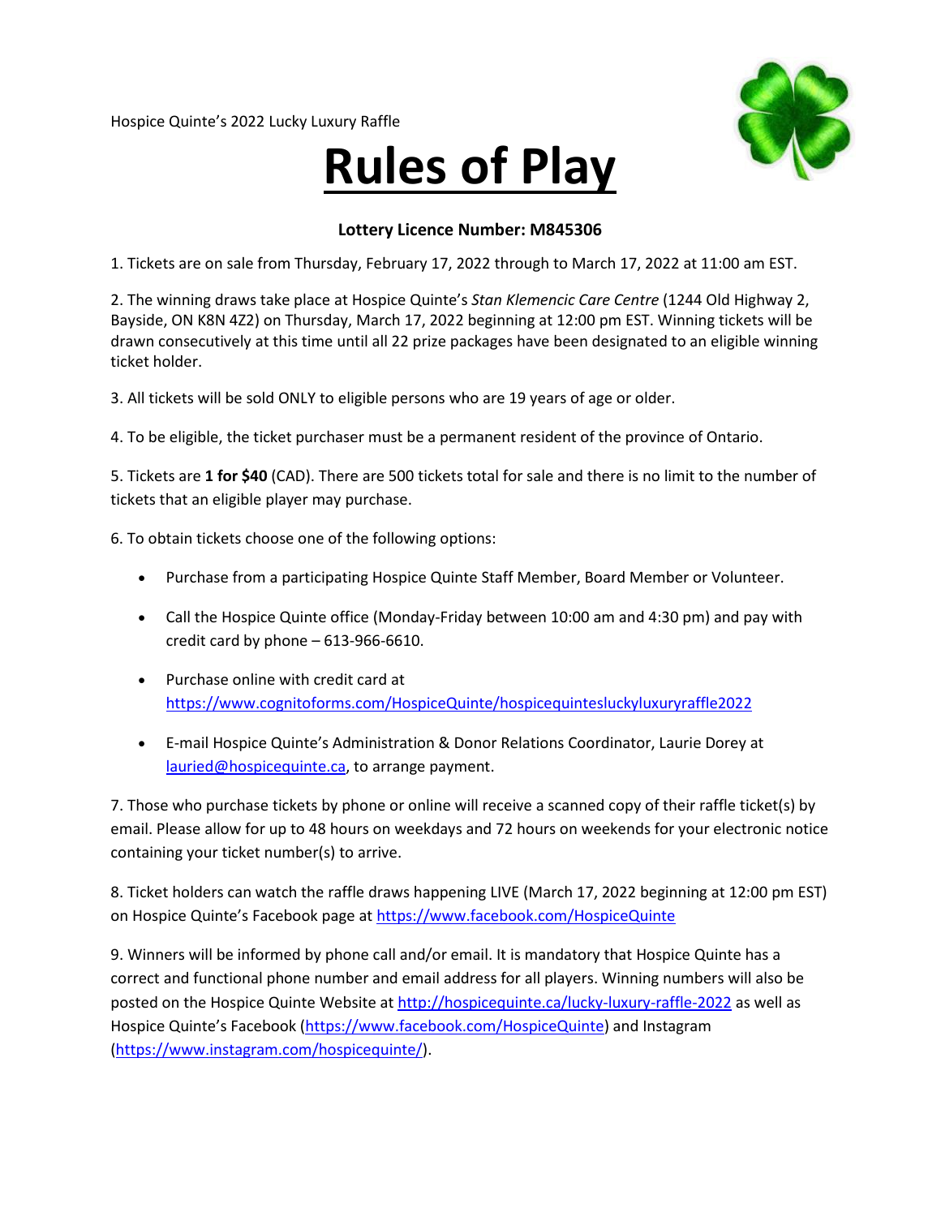Hospice Quinte's 2022 Lucky Luxury Raffle

# Rules of Play

**Lottery Licence Number: M845306**

1. Tickets are on sale from Thursday, February 17, 2022 through to March 17, 2022 at 11:00 am EST.

2. The winning draws take place at Hospice Quinte's *Stan Klemencic Care Centre* (1244 Old Highway 2, Bayside, ON K8N 4Z2) on Thursday, March 17, 2022 beginning at 12:00 pm EST. Winning tickets will be drawn consecutively at this time until all 22 prize packages have been designated to an eligible winning ticket holder.

3. All tickets will be sold ONLY to eligible persons who are 19 years of age or older.

4. To be eligible, the ticket purchaser must be a permanent resident of the province of Ontario.

5. Tickets are **1 for $40** (CAD). There are 500 tickets total for sale and there is no limit to the number of tickets that an eligible player may purchase.

6. To obtain tickets choose one of the following options:

- Purchase from a participating Hospice Quinte Staff Member, Board Member or Volunteer.
- Call the Hospice Quinte office (Monday-Friday between 10:00 am and 4:30 pm) and pay with credit card by phone – 613-966-6610.
- Purchase online with credit card at https://www.cognitoforms.com/HospiceQuinte/hospicequintesluckyluxuryraffle2022
- E-mail Hospice Quinte's Administration & Donor Relations Coordinator, Laurie Dorey at lauried@hospicequinte.ca, to arrange payment.

7. Those who purchase tickets by phone or online will receive a scanned copy of their raffle ticket(s) by email. Please allow for up to 48 hours on weekdays and 72 hours on weekends for your electronic notice containing your ticket number(s) to arrive.

8. Ticket holders can watch the raffle draws happening LIVE (March 17, 2022 beginning at 12:00 pm EST) on Hospice Quinte's Facebook page at https://www.facebook.com/HospiceQuinte

9. Winners will be informed by phone call and/or email. It is mandatory that Hospice Quinte has a correct and functional phone number and email address for all players. Winning numbers will also be posted on the Hospice Quinte Website at http://hospicequinte.ca/lucky-luxury-raffle-2022 as well as Hospice Quinte's Facebook (https://www.facebook.com/HospiceQuinte) and Instagram (https://www.instagram.com/hospicequinte/).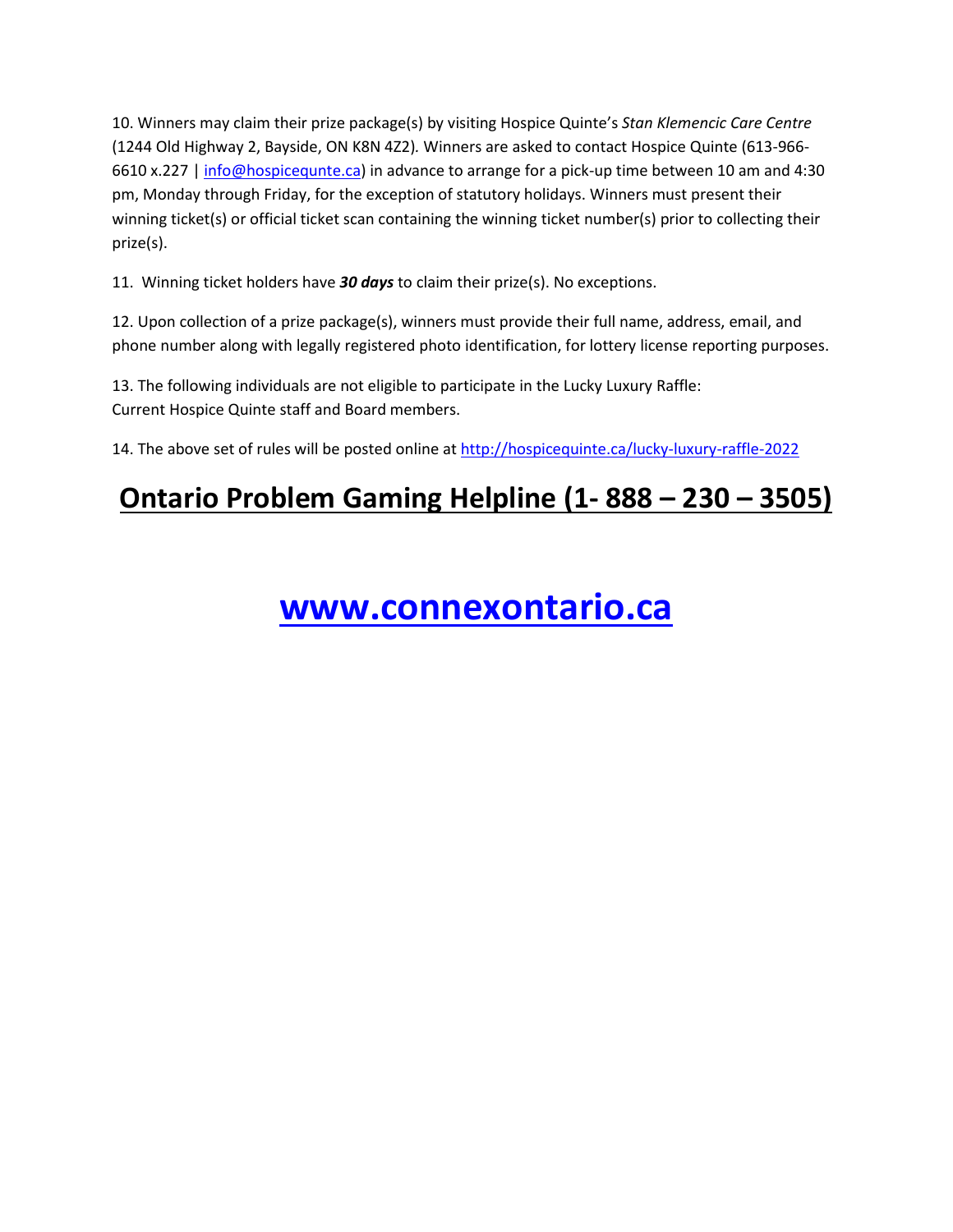10. Winners may claim their prize package(s) by visiting Hospice Quinte's *Stan Klemencic Care Centre* (1244 Old Highway 2, Bayside, ON K8N 4Z2). Winners are asked to contact Hospice Quinte (613-966-6610 x.227 | info@hospicequnte.ca) in advance to arrange for a pick-up time between 10 am and 4:30 pm, Monday through Friday, for the exception of statutory holidays. Winners must present their winning ticket(s) or official ticket scan containing the winning ticket number(s) prior to collecting their prize(s).

11. Winning ticket holders have ***30 days*** to claim their prize(s). No exceptions.

12. Upon collection of a prize package(s), winners must provide their full name, address, email, and phone number along with legally registered photo identification, for lottery license reporting purposes.

13. The following individuals are not eligible to participate in the Lucky Luxury Raffle:
Current Hospice Quinte staff and Board members.

14. The above set of rules will be posted online at http://hospicequinte.ca/lucky-luxury-raffle-2022

## Ontario Problem Gaming Helpline (1- 888 – 230 – 3505)

## www.connexontario.ca